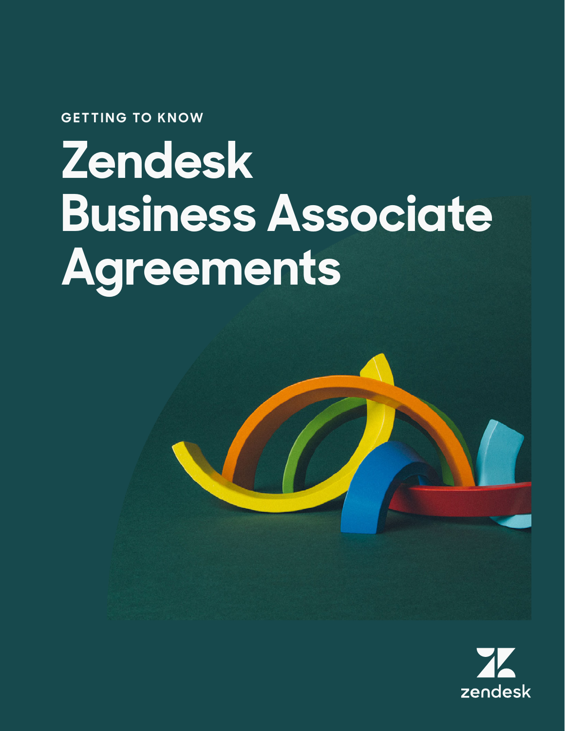GETTING TO KNOW

# Zendesk Business Associate Agreements

zendesk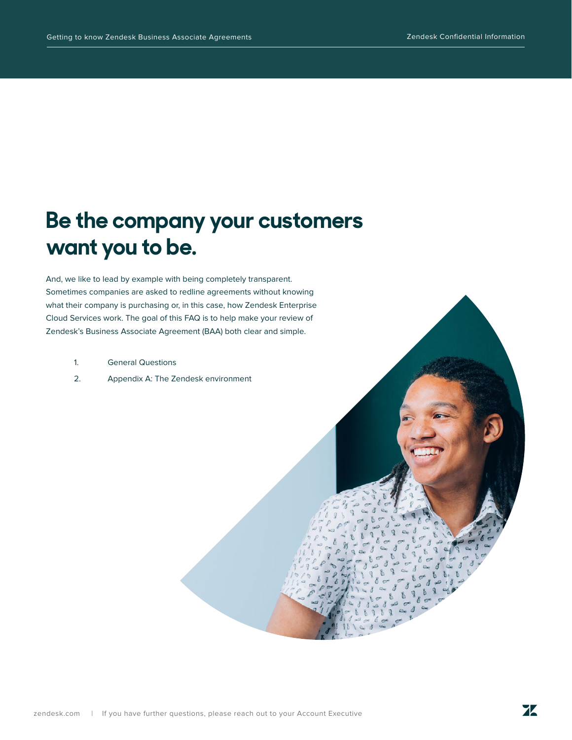# Be the company your customers want you to be.

And, we like to lead by example with being completely transparent. Sometimes companies are asked to redline agreements without knowing what their company is purchasing or, in this case, how Zendesk Enterprise Cloud Services work. The goal of this FAQ is to help make your review of Zendesk's Business Associate Agreement (BAA) both clear and simple.

1. General Questions
2. Appendix A: The Zendesk environment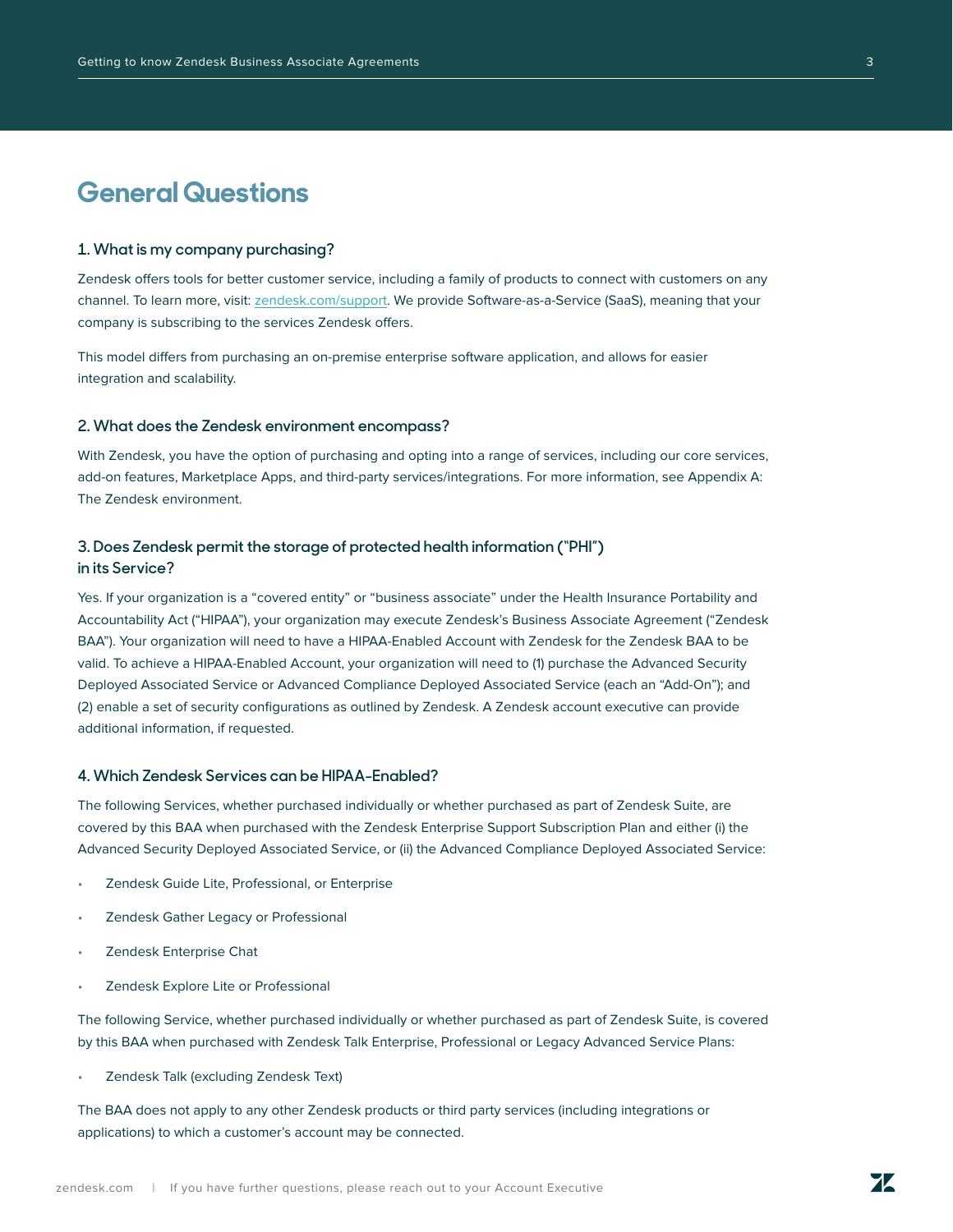# General Questions

### 1. What is my company purchasing?

Zendesk offers tools for better customer service, including a family of products to connect with customers on any channel. To learn more, visit: [zendesk.com/support](https://zendesk.com/support). We provide Software-as-a-Service (SaaS), meaning that your company is subscribing to the services Zendesk offers.

This model differs from purchasing an on-premise enterprise software application, and allows for easier integration and scalability.

### 2. What does the Zendesk environment encompass?

With Zendesk, you have the option of purchasing and opting into a range of services, including our core services, add-on features, Marketplace Apps, and third-party services/integrations. For more information, see Appendix A: The Zendesk environment.

### 3. Does Zendesk permit the storage of protected health information ("PHI") in its Service?

Yes. If your organization is a "covered entity" or "business associate" under the Health Insurance Portability and Accountability Act ("HIPAA"), your organization may execute Zendesk's Business Associate Agreement ("Zendesk BAA"). Your organization will need to have a HIPAA-Enabled Account with Zendesk for the Zendesk BAA to be valid. To achieve a HIPAA-Enabled Account, your organization will need to (1) purchase the Advanced Security Deployed Associated Service or Advanced Compliance Deployed Associated Service (each an "Add-On"); and (2) enable a set of security configurations as outlined by Zendesk. A Zendesk account executive can provide additional information, if requested.

### 4. Which Zendesk Services can be HIPAA-Enabled?

The following Services, whether purchased individually or whether purchased as part of Zendesk Suite, are covered by this BAA when purchased with the Zendesk Enterprise Support Subscription Plan and either (i) the Advanced Security Deployed Associated Service, or (ii) the Advanced Compliance Deployed Associated Service:

- Zendesk Guide Lite, Professional, or Enterprise
- Zendesk Gather Legacy or Professional
- Zendesk Enterprise Chat
- Zendesk Explore Lite or Professional

The following Service, whether purchased individually or whether purchased as part of Zendesk Suite, is covered by this BAA when purchased with Zendesk Talk Enterprise, Professional or Legacy Advanced Service Plans:

- Zendesk Talk (excluding Zendesk Text)

The BAA does not apply to any other Zendesk products or third party services (including integrations or applications) to which a customer's account may be connected.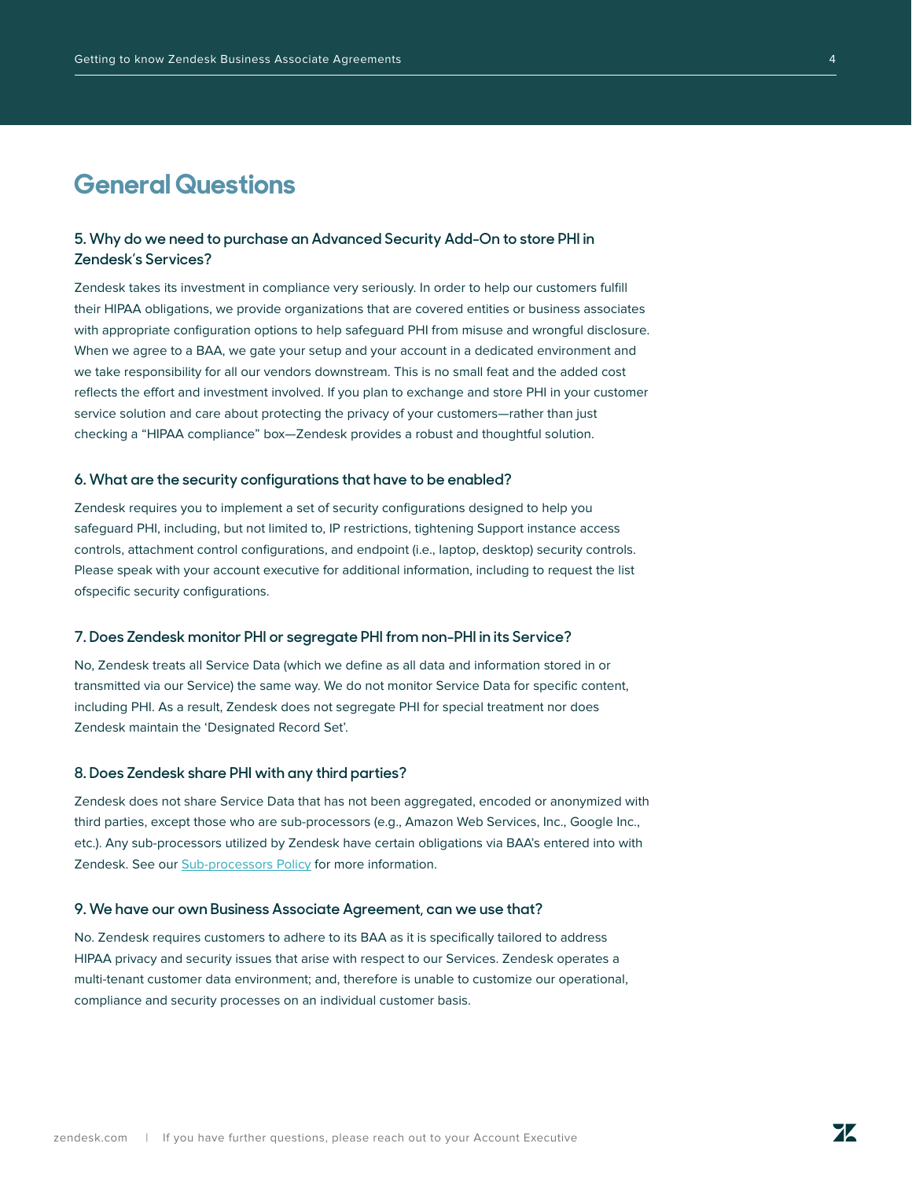# General Questions

### 5. Why do we need to purchase an Advanced Security Add-On to store PHI in Zendesk's Services?

Zendesk takes its investment in compliance very seriously. In order to help our customers fulfill their HIPAA obligations, we provide organizations that are covered entities or business associates with appropriate configuration options to help safeguard PHI from misuse and wrongful disclosure. When we agree to a BAA, we gate your setup and your account in a dedicated environment and we take responsibility for all our vendors downstream. This is no small feat and the added cost reflects the effort and investment involved. If you plan to exchange and store PHI in your customer service solution and care about protecting the privacy of your customers—rather than just checking a "HIPAA compliance" box—Zendesk provides a robust and thoughtful solution.

### 6. What are the security configurations that have to be enabled?

Zendesk requires you to implement a set of security configurations designed to help you safeguard PHI, including, but not limited to, IP restrictions, tightening Support instance access controls, attachment control configurations, and endpoint (i.e., laptop, desktop) security controls. Please speak with your account executive for additional information, including to request the list ofspecific security configurations.

### 7. Does Zendesk monitor PHI or segregate PHI from non-PHI in its Service?

No, Zendesk treats all Service Data (which we define as all data and information stored in or transmitted via our Service) the same way. We do not monitor Service Data for specific content, including PHI. As a result, Zendesk does not segregate PHI for special treatment nor does Zendesk maintain the 'Designated Record Set'.

### 8. Does Zendesk share PHI with any third parties?

Zendesk does not share Service Data that has not been aggregated, encoded or anonymized with third parties, except those who are sub-processors (e.g., Amazon Web Services, Inc., Google Inc., etc.). Any sub-processors utilized by Zendesk have certain obligations via BAA's entered into with Zendesk. See our Sub-processors Policy for more information.

### 9. We have our own Business Associate Agreement, can we use that?

No. Zendesk requires customers to adhere to its BAA as it is specifically tailored to address HIPAA privacy and security issues that arise with respect to our Services. Zendesk operates a multi-tenant customer data environment; and, therefore is unable to customize our operational, compliance and security processes on an individual customer basis.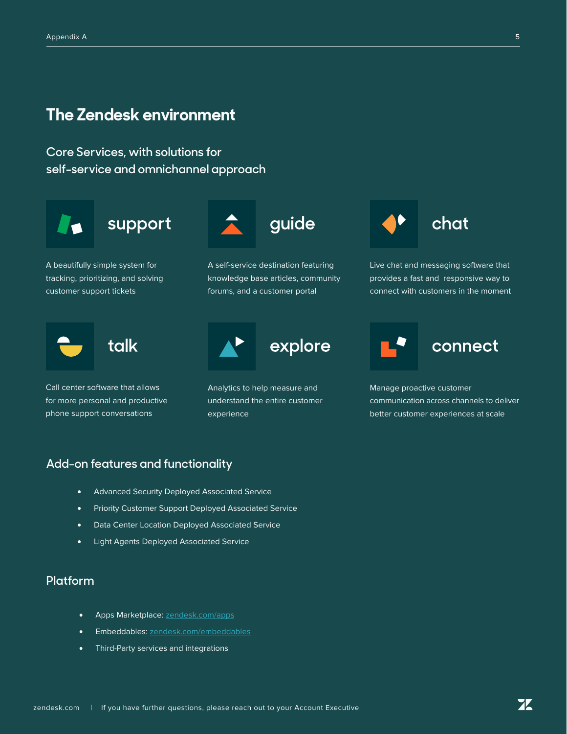# The Zendesk environment

## Core Services, with solutions for self-service and omnichannel approach

### support

A beautifully simple system for tracking, prioritizing, and solving customer support tickets

### guide

A self-service destination featuring knowledge base articles, community forums, and a customer portal

### chat

Live chat and messaging software that provides a fast and responsive way to connect with customers in the moment

### talk

Call center software that allows for more personal and productive phone support conversations

### explore

Analytics to help measure and understand the entire customer experience

### connect

Manage proactive customer communication across channels to deliver better customer experiences at scale

## Add-on features and functionality

- Advanced Security Deployed Associated Service
- Priority Customer Support Deployed Associated Service
- Data Center Location Deployed Associated Service
- Light Agents Deployed Associated Service

## Platform

- Apps Marketplace: zendesk.com/apps
- Embeddables: zendesk.com/embeddables
- Third-Party services and integrations

zendesk.com | If you have further questions, please reach out to your Account Executive